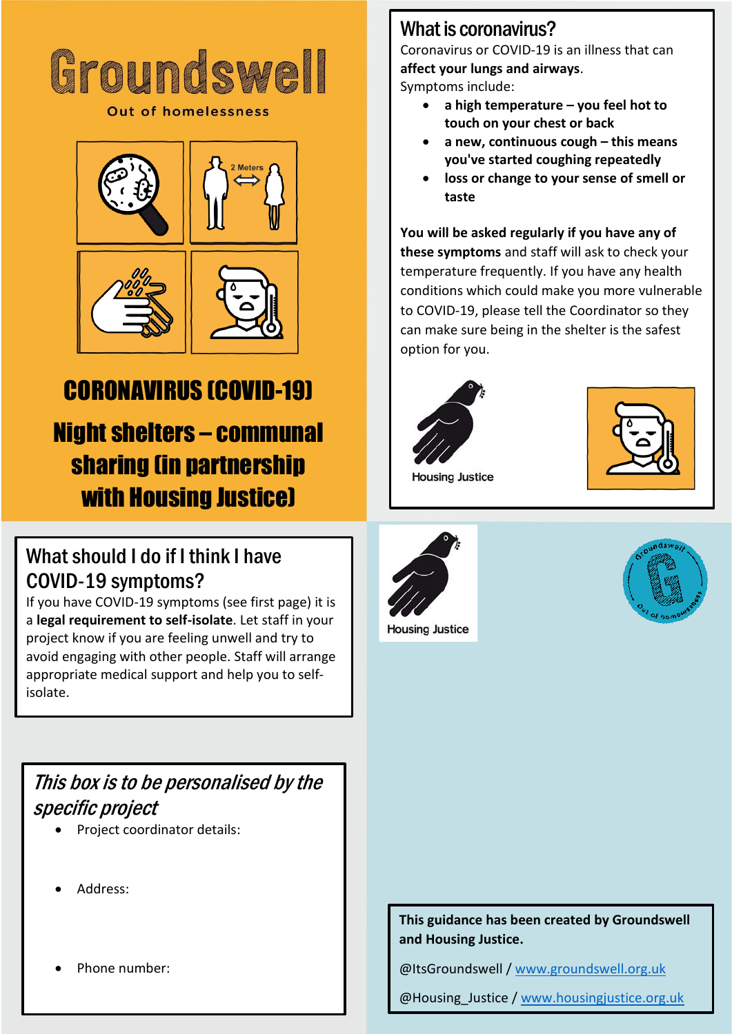# Groundswell

Out of homelessness

2 Meters

## CORONAVIRUS (COVID-19)

## Night shelters – communal sharing (in partnership with Housing Justice)

## What is coronavirus?

Coronavirus or COVID-19 is an illness that can **affect your lungs and airways**.

Symptoms include:

- **a high temperature – you feel hot to touch on your chest or back**
- **a new, continuous cough – this means you've started coughing repeatedly**
- **loss or change to your sense of smell or taste**

**You will be asked regularly if you have any of these symptoms** and staff will ask to check your temperature frequently. If you have any health conditions which could make you more vulnerable to COVID-19, please tell the Coordinator so they can make sure being in the shelter is the safest option for you.

Housing Justice

## What should I do if I think I have COVID-19 symptoms?

If you have COVID-19 symptoms (see first page) it is a **legal requirement to self-isolate**. Let staff in your project know if you are feeling unwell and try to avoid engaging with other people. Staff will arrange appropriate medical support and help you to self-isolate.

Housing Justice

Groundswell Out of homelessness

## *This box is to be personalised by the specific project*

- Project coordinator details:
- Address:
- Phone number:

**This guidance has been created by Groundswell and Housing Justice.**

@ItsGroundswell / www.groundswell.org.uk

@Housing_Justice / www.housingjustice.org.uk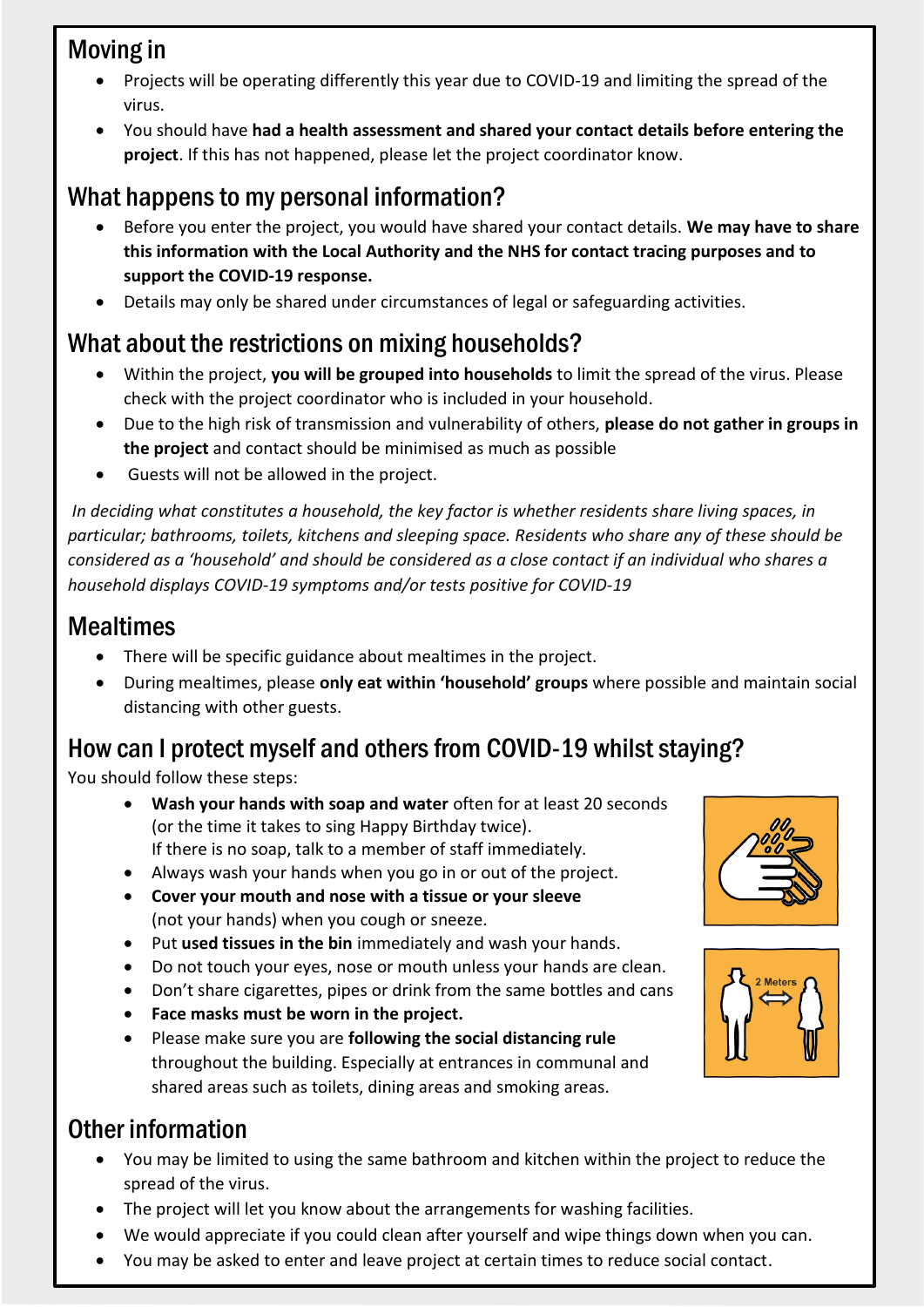## Moving in

- Projects will be operating differently this year due to COVID-19 and limiting the spread of the virus.
- You should have **had a health assessment and shared your contact details before entering the project**. If this has not happened, please let the project coordinator know.

## What happens to my personal information?

- Before you enter the project, you would have shared your contact details. **We may have to share this information with the Local Authority and the NHS for contact tracing purposes and to support the COVID-19 response.**
- Details may only be shared under circumstances of legal or safeguarding activities.

## What about the restrictions on mixing households?

- Within the project, **you will be grouped into households** to limit the spread of the virus. Please check with the project coordinator who is included in your household.
- Due to the high risk of transmission and vulnerability of others, **please do not gather in groups in the project** and contact should be minimised as much as possible
- Guests will not be allowed in the project.

*In deciding what constitutes a household, the key factor is whether residents share living spaces, in particular; bathrooms, toilets, kitchens and sleeping space. Residents who share any of these should be considered as a 'household' and should be considered as a close contact if an individual who shares a household displays COVID-19 symptoms and/or tests positive for COVID-19*

## Mealtimes

- There will be specific guidance about mealtimes in the project.
- During mealtimes, please **only eat within 'household' groups** where possible and maintain social distancing with other guests.

## How can I protect myself and others from COVID-19 whilst staying?

You should follow these steps:

- **Wash your hands with soap and water** often for at least 20 seconds (or the time it takes to sing Happy Birthday twice). If there is no soap, talk to a member of staff immediately.
- Always wash your hands when you go in or out of the project.
- **Cover your mouth and nose with a tissue or your sleeve** (not your hands) when you cough or sneeze.
- Put **used tissues in the bin** immediately and wash your hands.
- Do not touch your eyes, nose or mouth unless your hands are clean.
- Don't share cigarettes, pipes or drink from the same bottles and cans
- **Face masks must be worn in the project.**
- Please make sure you are **following the social distancing rule** throughout the building. Especially at entrances in communal and shared areas such as toilets, dining areas and smoking areas.

2 Meters

## Other information

- You may be limited to using the same bathroom and kitchen within the project to reduce the spread of the virus.
- The project will let you know about the arrangements for washing facilities.
- We would appreciate if you could clean after yourself and wipe things down when you can.
- You may be asked to enter and leave project at certain times to reduce social contact.